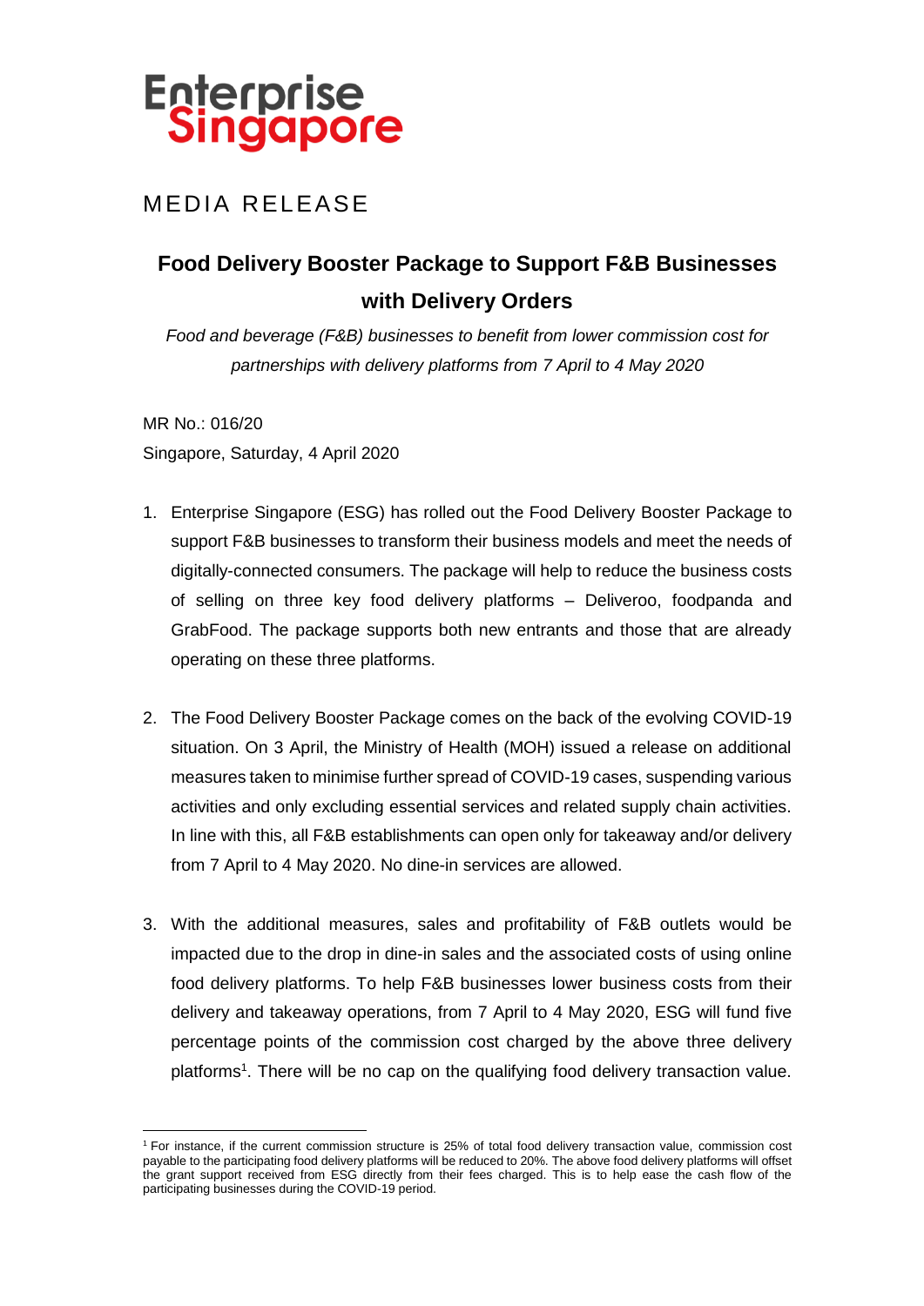Enterprise Singapore

MEDIA RELEASE

# Food Delivery Booster Package to Support F&B Businesses with Delivery Orders

*Food and beverage (F&B) businesses to benefit from lower commission cost for partnerships with delivery platforms from 7 April to 4 May 2020*

MR No.: 016/20

Singapore, Saturday, 4 April 2020

1. Enterprise Singapore (ESG) has rolled out the Food Delivery Booster Package to support F&B businesses to transform their business models and meet the needs of digitally-connected consumers. The package will help to reduce the business costs of selling on three key food delivery platforms – Deliveroo, foodpanda and GrabFood. The package supports both new entrants and those that are already operating on these three platforms.

2. The Food Delivery Booster Package comes on the back of the evolving COVID-19 situation. On 3 April, the Ministry of Health (MOH) issued a release on additional measures taken to minimise further spread of COVID-19 cases, suspending various activities and only excluding essential services and related supply chain activities. In line with this, all F&B establishments can open only for takeaway and/or delivery from 7 April to 4 May 2020. No dine-in services are allowed.

3. With the additional measures, sales and profitability of F&B outlets would be impacted due to the drop in dine-in sales and the associated costs of using online food delivery platforms. To help F&B businesses lower business costs from their delivery and takeaway operations, from 7 April to 4 May 2020, ESG will fund five percentage points of the commission cost charged by the above three delivery platforms[1]. There will be no cap on the qualifying food delivery transaction value.

[1] For instance, if the current commission structure is 25% of total food delivery transaction value, commission cost payable to the participating food delivery platforms will be reduced to 20%. The above food delivery platforms will offset the grant support received from ESG directly from their fees charged. This is to help ease the cash flow of the participating businesses during the COVID-19 period.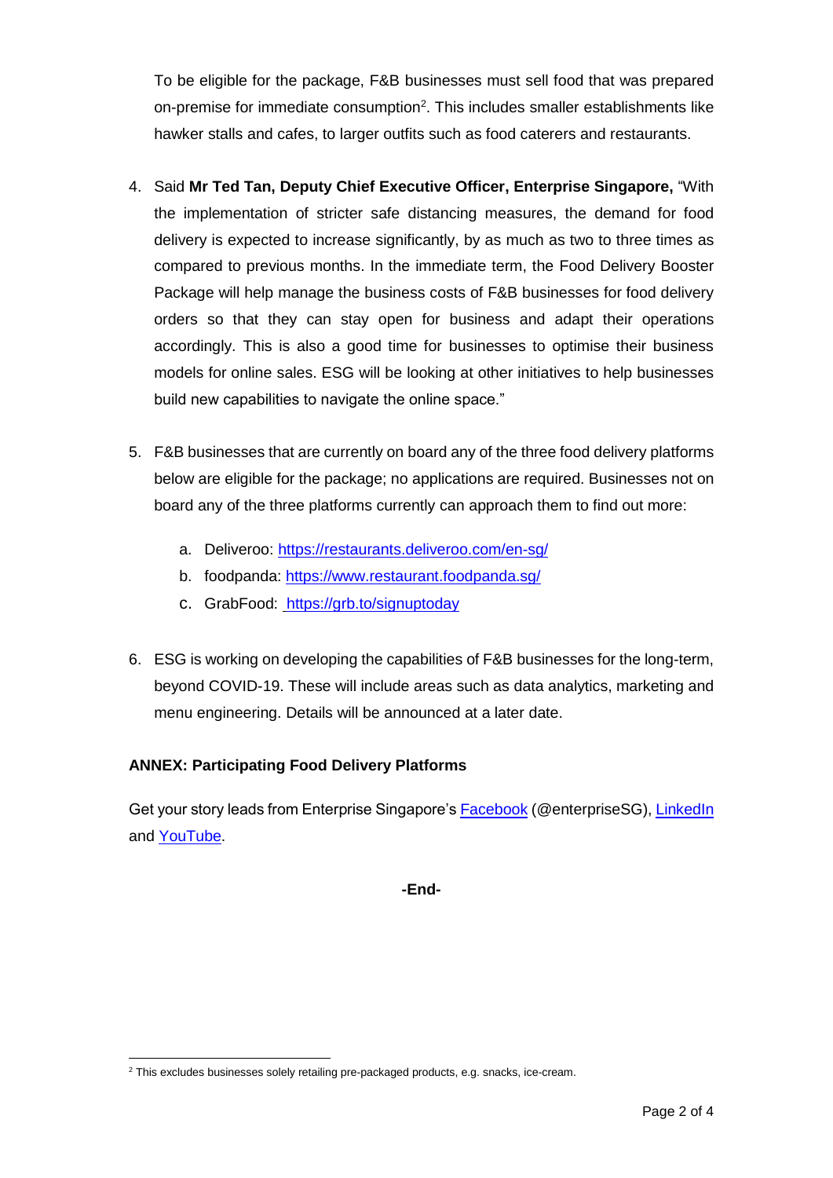To be eligible for the package, F&B businesses must sell food that was prepared on-premise for immediate consumption[2]. This includes smaller establishments like hawker stalls and cafes, to larger outfits such as food caterers and restaurants.

4. Said **Mr Ted Tan, Deputy Chief Executive Officer, Enterprise Singapore,** "With the implementation of stricter safe distancing measures, the demand for food delivery is expected to increase significantly, by as much as two to three times as compared to previous months. In the immediate term, the Food Delivery Booster Package will help manage the business costs of F&B businesses for food delivery orders so that they can stay open for business and adapt their operations accordingly. This is also a good time for businesses to optimise their business models for online sales. ESG will be looking at other initiatives to help businesses build new capabilities to navigate the online space."

5. F&B businesses that are currently on board any of the three food delivery platforms below are eligible for the package; no applications are required. Businesses not on board any of the three platforms currently can approach them to find out more:

   a. Deliveroo: [https://restaurants.deliveroo.com/en-sg/](https://restaurants.deliveroo.com/en-sg/)
   b. foodpanda: [https://www.restaurant.foodpanda.sg/](https://www.restaurant.foodpanda.sg/)
   c. GrabFood: [https://grb.to/signuptoday](https://grb.to/signuptoday)

6. ESG is working on developing the capabilities of F&B businesses for the long-term, beyond COVID-19. These will include areas such as data analytics, marketing and menu engineering. Details will be announced at a later date.

**ANNEX: Participating Food Delivery Platforms**

Get your story leads from Enterprise Singapore's Facebook (@enterpriseSG), LinkedIn and YouTube.

**-End-**

[2] This excludes businesses solely retailing pre-packaged products, e.g. snacks, ice-cream.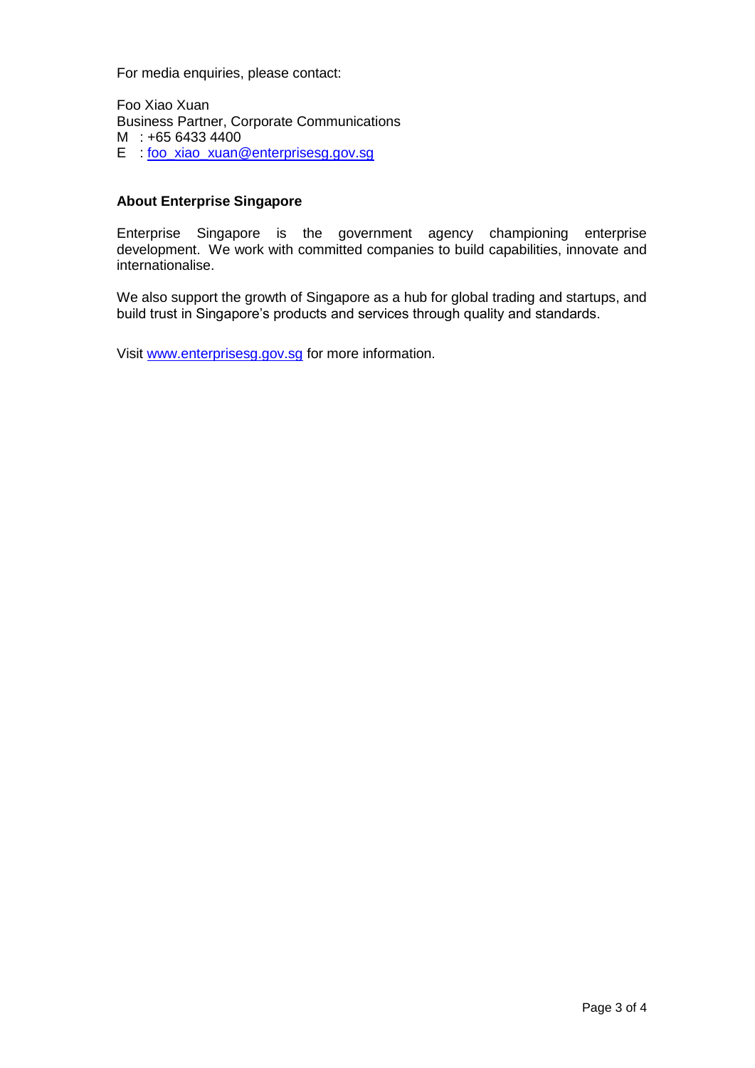For media enquiries, please contact:

Foo Xiao Xuan
Business Partner, Corporate Communications
M : +65 6433 4400
E : foo_xiao_xuan@enterprisesg.gov.sg

**About Enterprise Singapore**

Enterprise Singapore is the government agency championing enterprise development. We work with committed companies to build capabilities, innovate and internationalise.

We also support the growth of Singapore as a hub for global trading and startups, and build trust in Singapore's products and services through quality and standards.

Visit www.enterprisesg.gov.sg for more information.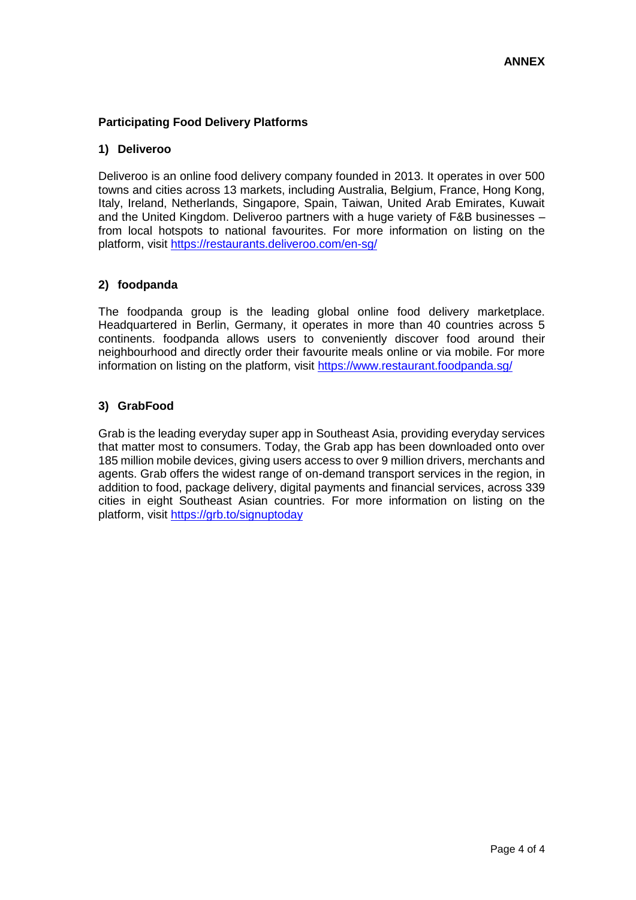**ANNEX**

## Participating Food Delivery Platforms

### 1) Deliveroo

Deliveroo is an online food delivery company founded in 2013. It operates in over 500 towns and cities across 13 markets, including Australia, Belgium, France, Hong Kong, Italy, Ireland, Netherlands, Singapore, Spain, Taiwan, United Arab Emirates, Kuwait and the United Kingdom. Deliveroo partners with a huge variety of F&B businesses – from local hotspots to national favourites. For more information on listing on the platform, visit https://restaurants.deliveroo.com/en-sg/

### 2) foodpanda

The foodpanda group is the leading global online food delivery marketplace. Headquartered in Berlin, Germany, it operates in more than 40 countries across 5 continents. foodpanda allows users to conveniently discover food around their neighbourhood and directly order their favourite meals online or via mobile. For more information on listing on the platform, visit https://www.restaurant.foodpanda.sg/

### 3) GrabFood

Grab is the leading everyday super app in Southeast Asia, providing everyday services that matter most to consumers. Today, the Grab app has been downloaded onto over 185 million mobile devices, giving users access to over 9 million drivers, merchants and agents. Grab offers the widest range of on-demand transport services in the region, in addition to food, package delivery, digital payments and financial services, across 339 cities in eight Southeast Asian countries. For more information on listing on the platform, visit https://grb.to/signuptoday